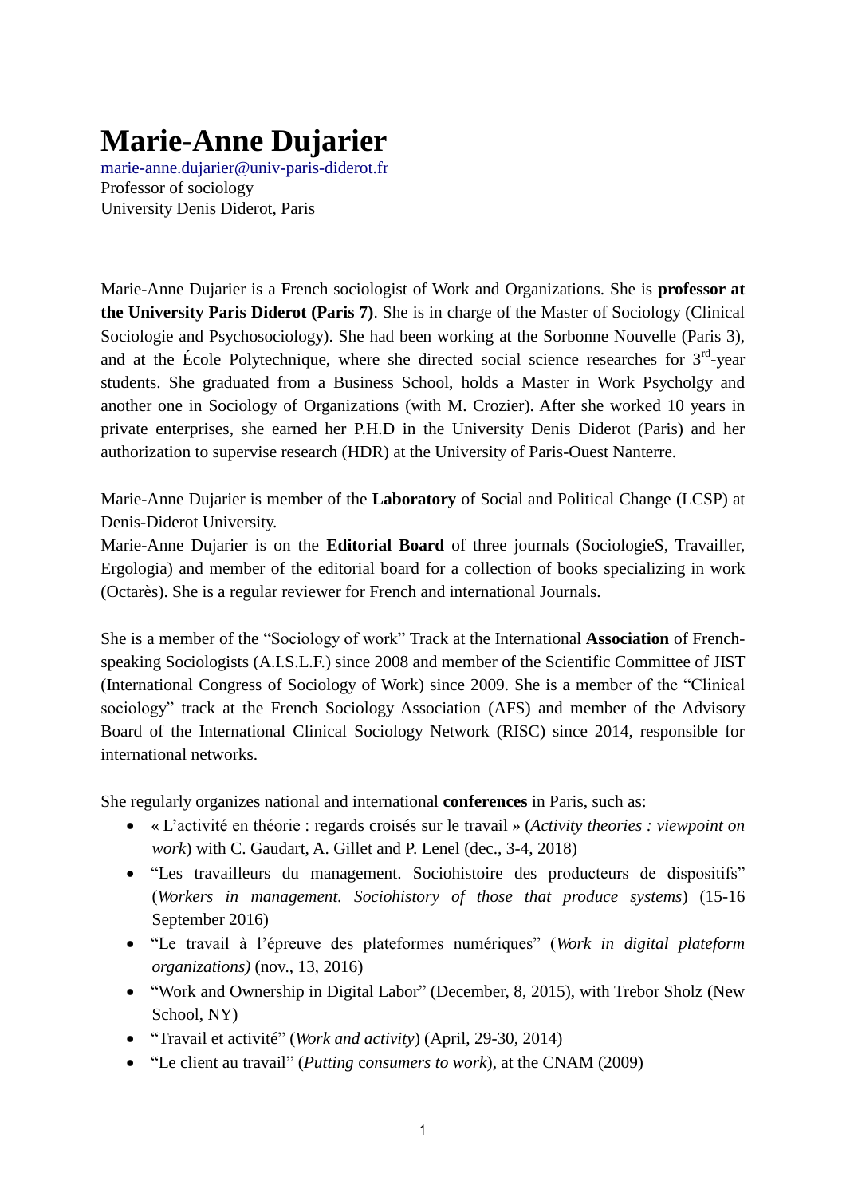# Marie-Anne Dujarier

marie-anne.dujarier@univ-paris-diderot.fr
Professor of sociology
University Denis Diderot, Paris

Marie-Anne Dujarier is a French sociologist of Work and Organizations. She is **professor at the University Paris Diderot (Paris 7)**. She is in charge of the Master of Sociology (Clinical Sociologie and Psychosociology). She had been working at the Sorbonne Nouvelle (Paris 3), and at the École Polytechnique, where she directed social science researches for 3rd-year students. She graduated from a Business School, holds a Master in Work Psycholgy and another one in Sociology of Organizations (with M. Crozier). After she worked 10 years in private enterprises, she earned her P.H.D in the University Denis Diderot (Paris) and her authorization to supervise research (HDR) at the University of Paris-Ouest Nanterre.

Marie-Anne Dujarier is member of the **Laboratory** of Social and Political Change (LCSP) at Denis-Diderot University.
Marie-Anne Dujarier is on the **Editorial Board** of three journals (SociologieS, Travailler, Ergologia) and member of the editorial board for a collection of books specializing in work (Octarès). She is a regular reviewer for French and international Journals.

She is a member of the "Sociology of work" Track at the International **Association** of French-speaking Sociologists (A.I.S.L.F.) since 2008 and member of the Scientific Committee of JIST (International Congress of Sociology of Work) since 2009. She is a member of the "Clinical sociology" track at the French Sociology Association (AFS) and member of the Advisory Board of the International Clinical Sociology Network (RISC) since 2014, responsible for international networks.

She regularly organizes national and international **conferences** in Paris, such as:

- « L'activité en théorie : regards croisés sur le travail » (*Activity theories : viewpoint on work*) with C. Gaudart, A. Gillet and P. Lenel (dec., 3-4, 2018)
- "Les travailleurs du management. Sociohistoire des producteurs de dispositifs" (*Workers in management. Sociohistory of those that produce systems*) (15-16 September 2016)
- "Le travail à l'épreuve des plateformes numériques" (*Work in digital plateform organizations)* (nov., 13, 2016)
- "Work and Ownership in Digital Labor" (December, 8, 2015), with Trebor Sholz (New School, NY)
- "Travail et activité" (*Work and activity*) (April, 29-30, 2014)
- "Le client au travail" (*Putting consumers to work*), at the CNAM (2009)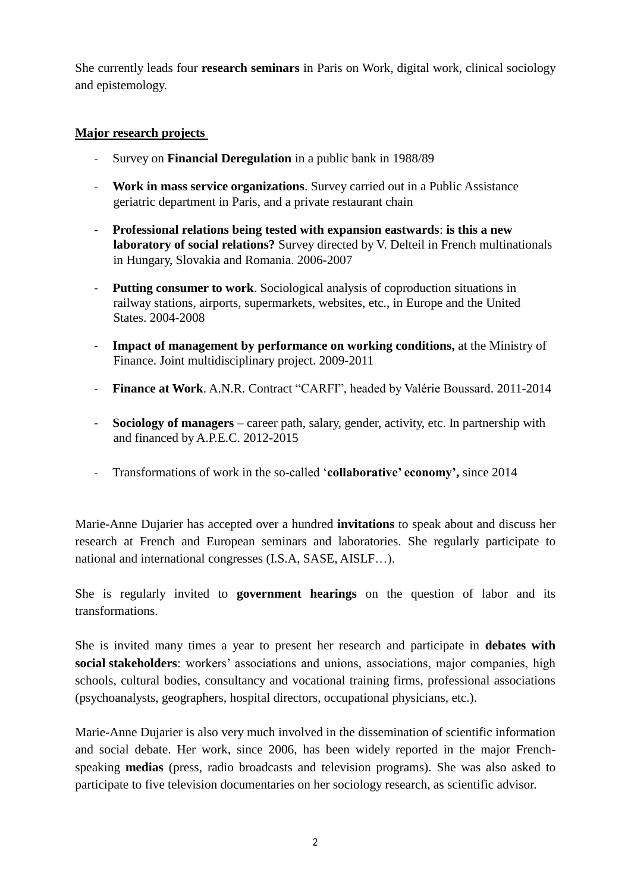She currently leads four **research seminars** in Paris on Work, digital work, clinical sociology and epistemology.

**Major research projects**

- Survey on **Financial Deregulation** in a public bank in 1988/89
- **Work in mass service organizations**. Survey carried out in a Public Assistance geriatric department in Paris, and a private restaurant chain
- **Professional relations being tested with expansion eastwards**: **is this a new laboratory of social relations?** Survey directed by V. Delteil in French multinationals in Hungary, Slovakia and Romania. 2006-2007
- **Putting consumer to work**. Sociological analysis of coproduction situations in railway stations, airports, supermarkets, websites, etc., in Europe and the United States. 2004-2008
- **Impact of management by performance on working conditions,** at the Ministry of Finance. Joint multidisciplinary project. 2009-2011
- **Finance at Work**. A.N.R. Contract "CARFI", headed by Valérie Boussard. 2011-2014
- **Sociology of managers** – career path, salary, gender, activity, etc. In partnership with and financed by A.P.E.C. 2012-2015
- Transformations of work in the so-called '**collaborative' economy',** since 2014

Marie-Anne Dujarier has accepted over a hundred **invitations** to speak about and discuss her research at French and European seminars and laboratories. She regularly participate to national and international congresses (I.S.A, SASE, AISLF…).

She is regularly invited to **government hearings** on the question of labor and its transformations.

She is invited many times a year to present her research and participate in **debates with social stakeholders**: workers' associations and unions, associations, major companies, high schools, cultural bodies, consultancy and vocational training firms, professional associations (psychoanalysts, geographers, hospital directors, occupational physicians, etc.).

Marie-Anne Dujarier is also very much involved in the dissemination of scientific information and social debate. Her work, since 2006, has been widely reported in the major French-speaking **medias** (press, radio broadcasts and television programs). She was also asked to participate to five television documentaries on her sociology research, as scientific advisor.